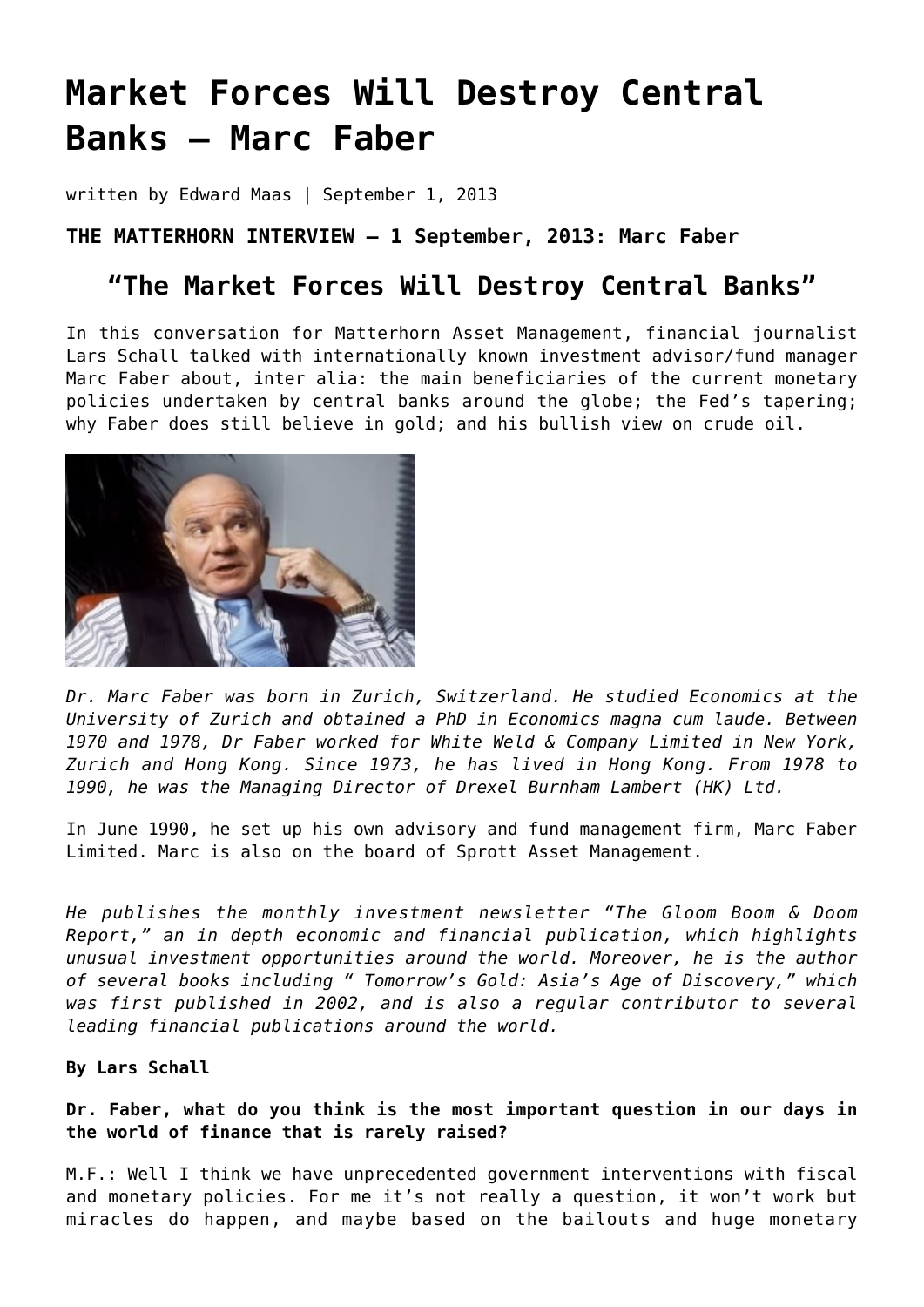# Market Forces Will Destroy Central Banks – Marc Faber

written by Edward Maas | September 1, 2013

**THE MATTERHORN INTERVIEW – 1 September, 2013: Marc Faber**

## "The Market Forces Will Destroy Central Banks"

In this conversation for Matterhorn Asset Management, financial journalist Lars Schall talked with internationally known investment advisor/fund manager Marc Faber about, inter alia: the main beneficiaries of the current monetary policies undertaken by central banks around the globe; the Fed's tapering; why Faber does still believe in gold; and his bullish view on crude oil.

*Dr. Marc Faber was born in Zurich, Switzerland. He studied Economics at the University of Zurich and obtained a PhD in Economics magna cum laude. Between 1970 and 1978, Dr Faber worked for White Weld & Company Limited in New York, Zurich and Hong Kong. Since 1973, he has lived in Hong Kong. From 1978 to 1990, he was the Managing Director of Drexel Burnham Lambert (HK) Ltd.*

In June 1990, he set up his own advisory and fund management firm, Marc Faber Limited. Marc is also on the board of Sprott Asset Management.

*He publishes the monthly investment newsletter "The Gloom Boom & Doom Report," an in depth economic and financial publication, which highlights unusual investment opportunities around the world. Moreover, he is the author of several books including " Tomorrow's Gold: Asia's Age of Discovery," which was first published in 2002, and is also a regular contributor to several leading financial publications around the world.*

**By Lars Schall**

**Dr. Faber, what do you think is the most important question in our days in the world of finance that is rarely raised?**

M.F.: Well I think we have unprecedented government interventions with fiscal and monetary policies. For me it's not really a question, it won't work but miracles do happen, and maybe based on the bailouts and huge monetary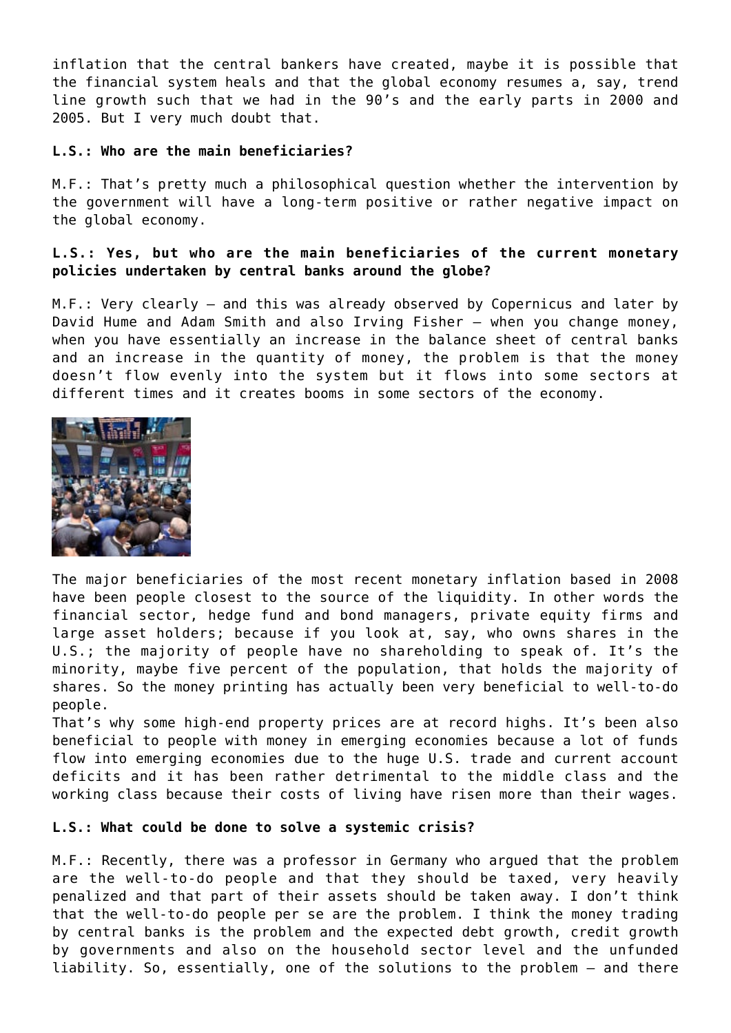inflation that the central bankers have created, maybe it is possible that the financial system heals and that the global economy resumes a, say, trend line growth such that we had in the 90's and the early parts in 2000 and 2005. But I very much doubt that.

**L.S.: Who are the main beneficiaries?**

M.F.: That's pretty much a philosophical question whether the intervention by the government will have a long-term positive or rather negative impact on the global economy.

**L.S.: Yes, but who are the main beneficiaries of the current monetary policies undertaken by central banks around the globe?**

M.F.: Very clearly – and this was already observed by Copernicus and later by David Hume and Adam Smith and also Irving Fisher – when you change money, when you have essentially an increase in the balance sheet of central banks and an increase in the quantity of money, the problem is that the money doesn't flow evenly into the system but it flows into some sectors at different times and it creates booms in some sectors of the economy.

The major beneficiaries of the most recent monetary inflation based in 2008 have been people closest to the source of the liquidity. In other words the financial sector, hedge fund and bond managers, private equity firms and large asset holders; because if you look at, say, who owns shares in the U.S.; the majority of people have no shareholding to speak of. It's the minority, maybe five percent of the population, that holds the majority of shares. So the money printing has actually been very beneficial to well-to-do people.
That's why some high-end property prices are at record highs. It's been also beneficial to people with money in emerging economies because a lot of funds flow into emerging economies due to the huge U.S. trade and current account deficits and it has been rather detrimental to the middle class and the working class because their costs of living have risen more than their wages.

**L.S.: What could be done to solve a systemic crisis?**

M.F.: Recently, there was a professor in Germany who argued that the problem are the well-to-do people and that they should be taxed, very heavily penalized and that part of their assets should be taken away. I don't think that the well-to-do people per se are the problem. I think the money trading by central banks is the problem and the expected debt growth, credit growth by governments and also on the household sector level and the unfunded liability. So, essentially, one of the solutions to the problem – and there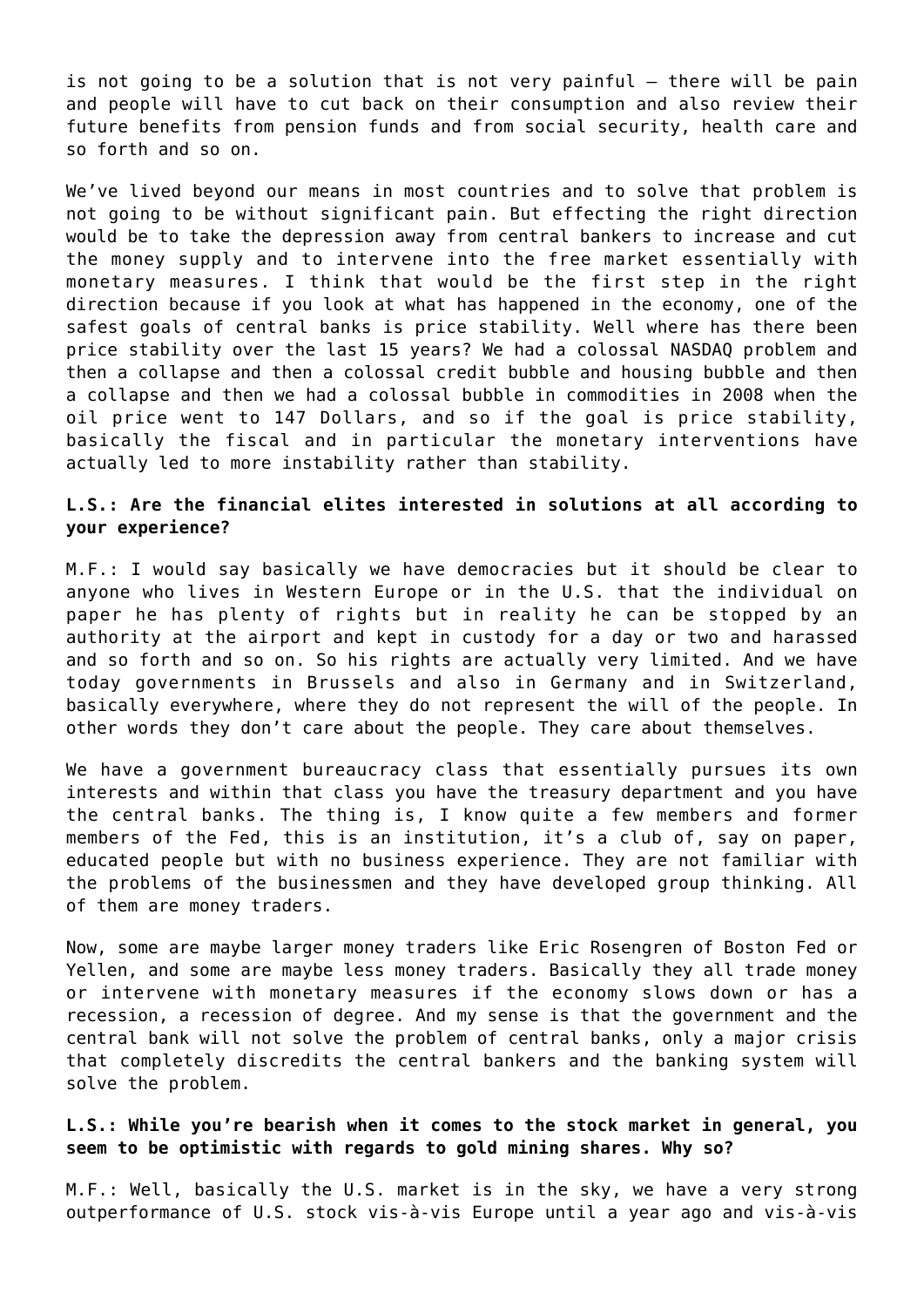is not going to be a solution that is not very painful – there will be pain and people will have to cut back on their consumption and also review their future benefits from pension funds and from social security, health care and so forth and so on.

We've lived beyond our means in most countries and to solve that problem is not going to be without significant pain. But effecting the right direction would be to take the depression away from central bankers to increase and cut the money supply and to intervene into the free market essentially with monetary measures. I think that would be the first step in the right direction because if you look at what has happened in the economy, one of the safest goals of central banks is price stability. Well where has there been price stability over the last 15 years? We had a colossal NASDAQ problem and then a collapse and then a colossal credit bubble and housing bubble and then a collapse and then we had a colossal bubble in commodities in 2008 when the oil price went to 147 Dollars, and so if the goal is price stability, basically the fiscal and in particular the monetary interventions have actually led to more instability rather than stability.

**L.S.: Are the financial elites interested in solutions at all according to your experience?**

M.F.: I would say basically we have democracies but it should be clear to anyone who lives in Western Europe or in the U.S. that the individual on paper he has plenty of rights but in reality he can be stopped by an authority at the airport and kept in custody for a day or two and harassed and so forth and so on. So his rights are actually very limited. And we have today governments in Brussels and also in Germany and in Switzerland, basically everywhere, where they do not represent the will of the people. In other words they don't care about the people. They care about themselves.

We have a government bureaucracy class that essentially pursues its own interests and within that class you have the treasury department and you have the central banks. The thing is, I know quite a few members and former members of the Fed, this is an institution, it's a club of, say on paper, educated people but with no business experience. They are not familiar with the problems of the businessmen and they have developed group thinking. All of them are money traders.

Now, some are maybe larger money traders like Eric Rosengren of Boston Fed or Yellen, and some are maybe less money traders. Basically they all trade money or intervene with monetary measures if the economy slows down or has a recession, a recession of degree. And my sense is that the government and the central bank will not solve the problem of central banks, only a major crisis that completely discredits the central bankers and the banking system will solve the problem.

**L.S.: While you're bearish when it comes to the stock market in general, you seem to be optimistic with regards to gold mining shares. Why so?**

M.F.: Well, basically the U.S. market is in the sky, we have a very strong outperformance of U.S. stock vis-à-vis Europe until a year ago and vis-à-vis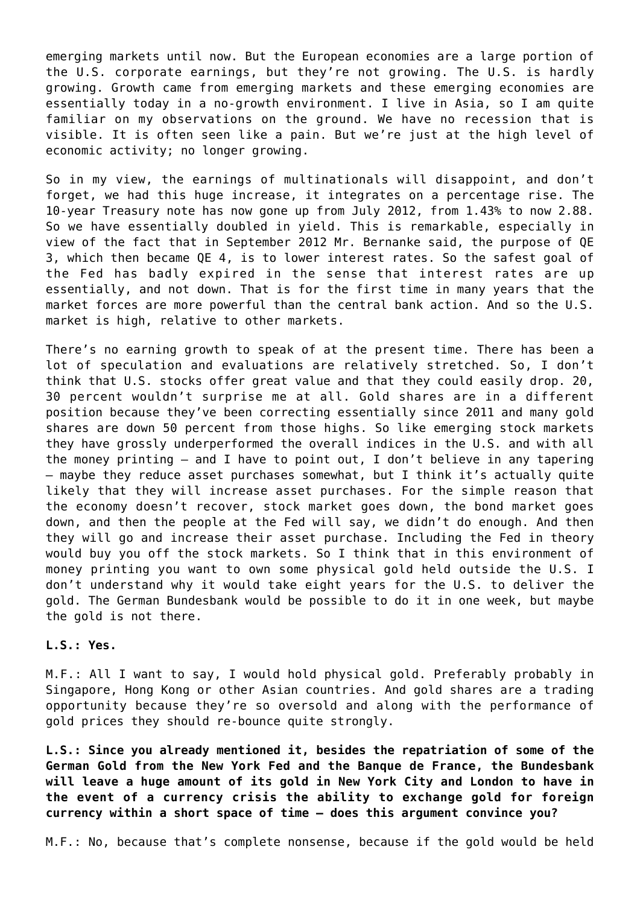emerging markets until now. But the European economies are a large portion of the U.S. corporate earnings, but they're not growing. The U.S. is hardly growing. Growth came from emerging markets and these emerging economies are essentially today in a no-growth environment. I live in Asia, so I am quite familiar on my observations on the ground. We have no recession that is visible. It is often seen like a pain. But we're just at the high level of economic activity; no longer growing.

So in my view, the earnings of multinationals will disappoint, and don't forget, we had this huge increase, it integrates on a percentage rise. The 10-year Treasury note has now gone up from July 2012, from 1.43% to now 2.88. So we have essentially doubled in yield. This is remarkable, especially in view of the fact that in September 2012 Mr. Bernanke said, the purpose of QE 3, which then became QE 4, is to lower interest rates. So the safest goal of the Fed has badly expired in the sense that interest rates are up essentially, and not down. That is for the first time in many years that the market forces are more powerful than the central bank action. And so the U.S. market is high, relative to other markets.

There's no earning growth to speak of at the present time. There has been a lot of speculation and evaluations are relatively stretched. So, I don't think that U.S. stocks offer great value and that they could easily drop. 20, 30 percent wouldn't surprise me at all. Gold shares are in a different position because they've been correcting essentially since 2011 and many gold shares are down 50 percent from those highs. So like emerging stock markets they have grossly underperformed the overall indices in the U.S. and with all the money printing – and I have to point out, I don't believe in any tapering – maybe they reduce asset purchases somewhat, but I think it's actually quite likely that they will increase asset purchases. For the simple reason that the economy doesn't recover, stock market goes down, the bond market goes down, and then the people at the Fed will say, we didn't do enough. And then they will go and increase their asset purchase. Including the Fed in theory would buy you off the stock markets. So I think that in this environment of money printing you want to own some physical gold held outside the U.S. I don't understand why it would take eight years for the U.S. to deliver the gold. The German Bundesbank would be possible to do it in one week, but maybe the gold is not there.

**L.S.: Yes.**

M.F.: All I want to say, I would hold physical gold. Preferably probably in Singapore, Hong Kong or other Asian countries. And gold shares are a trading opportunity because they're so oversold and along with the performance of gold prices they should re-bounce quite strongly.

**L.S.: Since you already mentioned it, besides the repatriation of some of the German Gold from the New York Fed and the Banque de France, the Bundesbank will leave a huge amount of its gold in New York City and London to have in the event of a currency crisis the ability to exchange gold for foreign currency within a short space of time – does this argument convince you?**

M.F.: No, because that's complete nonsense, because if the gold would be held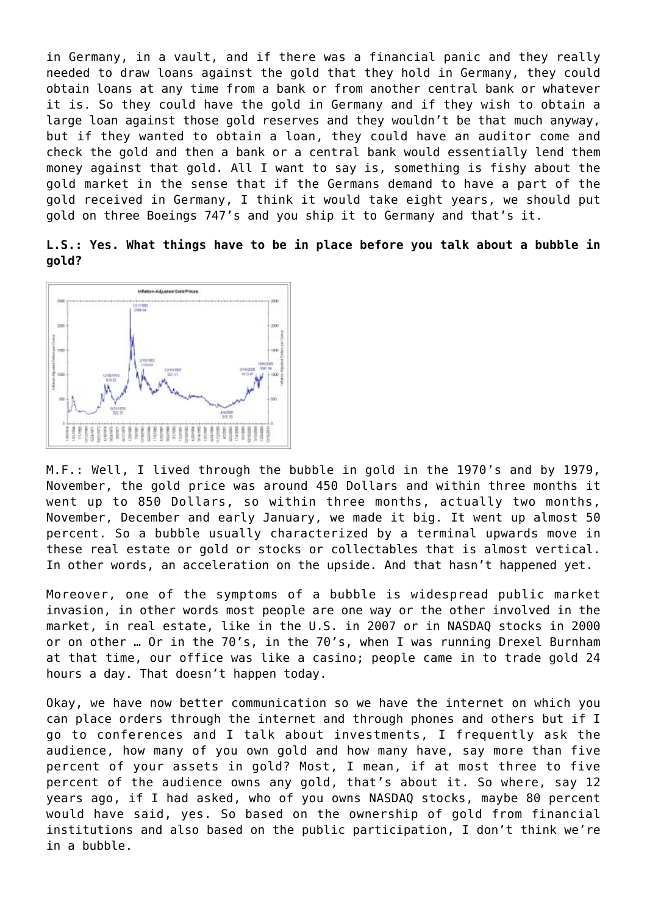in Germany, in a vault, and if there was a financial panic and they really needed to draw loans against the gold that they hold in Germany, they could obtain loans at any time from a bank or from another central bank or whatever it is. So they could have the gold in Germany and if they wish to obtain a large loan against those gold reserves and they wouldn't be that much anyway, but if they wanted to obtain a loan, they could have an auditor come and check the gold and then a bank or a central bank would essentially lend them money against that gold. All I want to say is, something is fishy about the gold market in the sense that if the Germans demand to have a part of the gold received in Germany, I think it would take eight years, we should put gold on three Boeings 747's and you ship it to Germany and that's it.

**L.S.: Yes. What things have to be in place before you talk about a bubble in gold?**

M.F.: Well, I lived through the bubble in gold in the 1970's and by 1979, November, the gold price was around 450 Dollars and within three months it went up to 850 Dollars, so within three months, actually two months, November, December and early January, we made it big. It went up almost 50 percent. So a bubble usually characterized by a terminal upwards move in these real estate or gold or stocks or collectables that is almost vertical. In other words, an acceleration on the upside. And that hasn't happened yet.

Moreover, one of the symptoms of a bubble is widespread public market invasion, in other words most people are one way or the other involved in the market, in real estate, like in the U.S. in 2007 or in NASDAQ stocks in 2000 or on other … Or in the 70's, in the 70's, when I was running Drexel Burnham at that time, our office was like a casino; people came in to trade gold 24 hours a day. That doesn't happen today.

Okay, we have now better communication so we have the internet on which you can place orders through the internet and through phones and others but if I go to conferences and I talk about investments, I frequently ask the audience, how many of you own gold and how many have, say more than five percent of your assets in gold? Most, I mean, if at most three to five percent of the audience owns any gold, that's about it. So where, say 12 years ago, if I had asked, who of you owns NASDAQ stocks, maybe 80 percent would have said, yes. So based on the ownership of gold from financial institutions and also based on the public participation, I don't think we're in a bubble.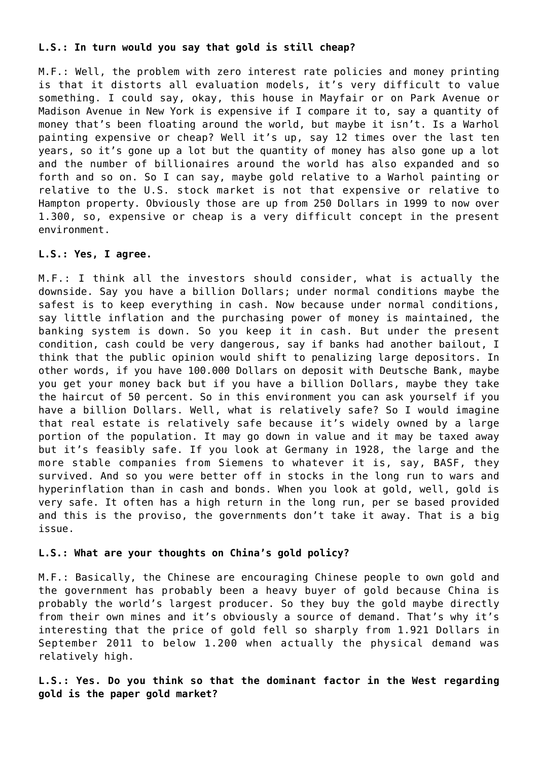**L.S.: In turn would you say that gold is still cheap?**

M.F.: Well, the problem with zero interest rate policies and money printing is that it distorts all evaluation models, it's very difficult to value something. I could say, okay, this house in Mayfair or on Park Avenue or Madison Avenue in New York is expensive if I compare it to, say a quantity of money that's been floating around the world, but maybe it isn't. Is a Warhol painting expensive or cheap? Well it's up, say 12 times over the last ten years, so it's gone up a lot but the quantity of money has also gone up a lot and the number of billionaires around the world has also expanded and so forth and so on. So I can say, maybe gold relative to a Warhol painting or relative to the U.S. stock market is not that expensive or relative to Hampton property. Obviously those are up from 250 Dollars in 1999 to now over 1.300, so, expensive or cheap is a very difficult concept in the present environment.

**L.S.: Yes, I agree.**

M.F.: I think all the investors should consider, what is actually the downside. Say you have a billion Dollars; under normal conditions maybe the safest is to keep everything in cash. Now because under normal conditions, say little inflation and the purchasing power of money is maintained, the banking system is down. So you keep it in cash. But under the present condition, cash could be very dangerous, say if banks had another bailout, I think that the public opinion would shift to penalizing large depositors. In other words, if you have 100.000 Dollars on deposit with Deutsche Bank, maybe you get your money back but if you have a billion Dollars, maybe they take the haircut of 50 percent. So in this environment you can ask yourself if you have a billion Dollars. Well, what is relatively safe? So I would imagine that real estate is relatively safe because it's widely owned by a large portion of the population. It may go down in value and it may be taxed away but it's feasibly safe. If you look at Germany in 1928, the large and the more stable companies from Siemens to whatever it is, say, BASF, they survived. And so you were better off in stocks in the long run to wars and hyperinflation than in cash and bonds. When you look at gold, well, gold is very safe. It often has a high return in the long run, per se based provided and this is the proviso, the governments don't take it away. That is a big issue.

**L.S.: What are your thoughts on China's gold policy?**

M.F.: Basically, the Chinese are encouraging Chinese people to own gold and the government has probably been a heavy buyer of gold because China is probably the world's largest producer. So they buy the gold maybe directly from their own mines and it's obviously a source of demand. That's why it's interesting that the price of gold fell so sharply from 1.921 Dollars in September 2011 to below 1.200 when actually the physical demand was relatively high.

**L.S.: Yes. Do you think so that the dominant factor in the West regarding gold is the paper gold market?**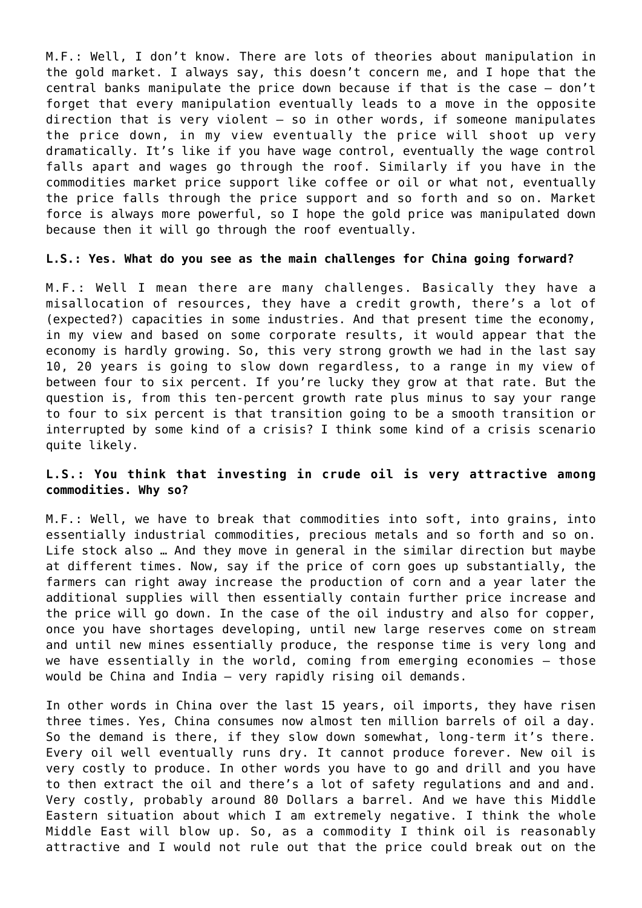M.F.: Well, I don't know. There are lots of theories about manipulation in the gold market. I always say, this doesn't concern me, and I hope that the central banks manipulate the price down because if that is the case – don't forget that every manipulation eventually leads to a move in the opposite direction that is very violent – so in other words, if someone manipulates the price down, in my view eventually the price will shoot up very dramatically. It's like if you have wage control, eventually the wage control falls apart and wages go through the roof. Similarly if you have in the commodities market price support like coffee or oil or what not, eventually the price falls through the price support and so forth and so on. Market force is always more powerful, so I hope the gold price was manipulated down because then it will go through the roof eventually.

**L.S.: Yes. What do you see as the main challenges for China going forward?**

M.F.: Well I mean there are many challenges. Basically they have a misallocation of resources, they have a credit growth, there's a lot of (expected?) capacities in some industries. And that present time the economy, in my view and based on some corporate results, it would appear that the economy is hardly growing. So, this very strong growth we had in the last say 10, 20 years is going to slow down regardless, to a range in my view of between four to six percent. If you're lucky they grow at that rate. But the question is, from this ten-percent growth rate plus minus to say your range to four to six percent is that transition going to be a smooth transition or interrupted by some kind of a crisis? I think some kind of a crisis scenario quite likely.

**L.S.: You think that investing in crude oil is very attractive among commodities. Why so?**

M.F.: Well, we have to break that commodities into soft, into grains, into essentially industrial commodities, precious metals and so forth and so on. Life stock also … And they move in general in the similar direction but maybe at different times. Now, say if the price of corn goes up substantially, the farmers can right away increase the production of corn and a year later the additional supplies will then essentially contain further price increase and the price will go down. In the case of the oil industry and also for copper, once you have shortages developing, until new large reserves come on stream and until new mines essentially produce, the response time is very long and we have essentially in the world, coming from emerging economies – those would be China and India – very rapidly rising oil demands.

In other words in China over the last 15 years, oil imports, they have risen three times. Yes, China consumes now almost ten million barrels of oil a day. So the demand is there, if they slow down somewhat, long-term it's there. Every oil well eventually runs dry. It cannot produce forever. New oil is very costly to produce. In other words you have to go and drill and you have to then extract the oil and there's a lot of safety regulations and and and. Very costly, probably around 80 Dollars a barrel. And we have this Middle Eastern situation about which I am extremely negative. I think the whole Middle East will blow up. So, as a commodity I think oil is reasonably attractive and I would not rule out that the price could break out on the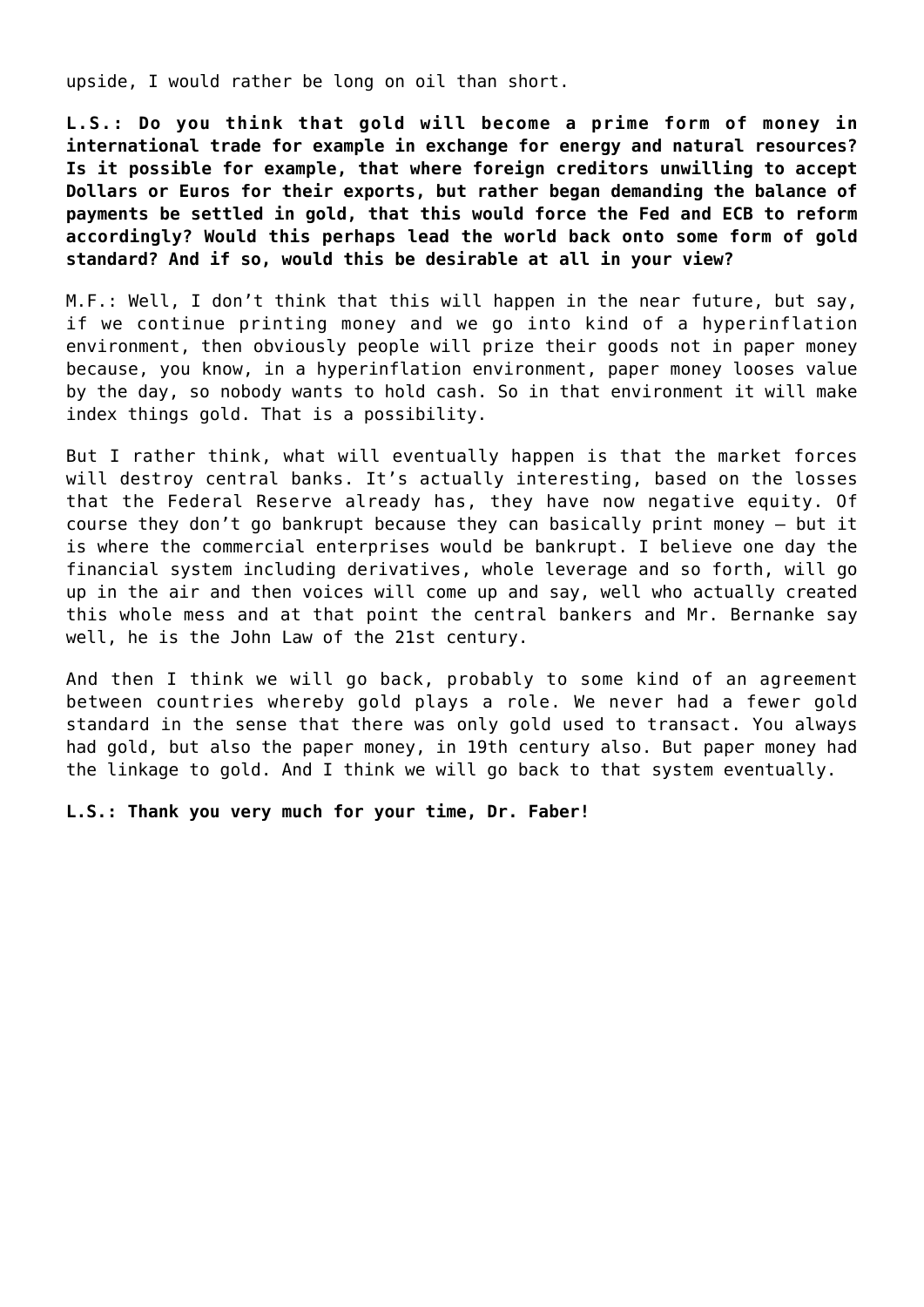upside, I would rather be long on oil than short.

**L.S.: Do you think that gold will become a prime form of money in international trade for example in exchange for energy and natural resources? Is it possible for example, that where foreign creditors unwilling to accept Dollars or Euros for their exports, but rather began demanding the balance of payments be settled in gold, that this would force the Fed and ECB to reform accordingly? Would this perhaps lead the world back onto some form of gold standard? And if so, would this be desirable at all in your view?**

M.F.: Well, I don't think that this will happen in the near future, but say, if we continue printing money and we go into kind of a hyperinflation environment, then obviously people will prize their goods not in paper money because, you know, in a hyperinflation environment, paper money looses value by the day, so nobody wants to hold cash. So in that environment it will make index things gold. That is a possibility.

But I rather think, what will eventually happen is that the market forces will destroy central banks. It's actually interesting, based on the losses that the Federal Reserve already has, they have now negative equity. Of course they don't go bankrupt because they can basically print money – but it is where the commercial enterprises would be bankrupt. I believe one day the financial system including derivatives, whole leverage and so forth, will go up in the air and then voices will come up and say, well who actually created this whole mess and at that point the central bankers and Mr. Bernanke say well, he is the John Law of the 21st century.

And then I think we will go back, probably to some kind of an agreement between countries whereby gold plays a role. We never had a fewer gold standard in the sense that there was only gold used to transact. You always had gold, but also the paper money, in 19th century also. But paper money had the linkage to gold. And I think we will go back to that system eventually.

**L.S.: Thank you very much for your time, Dr. Faber!**